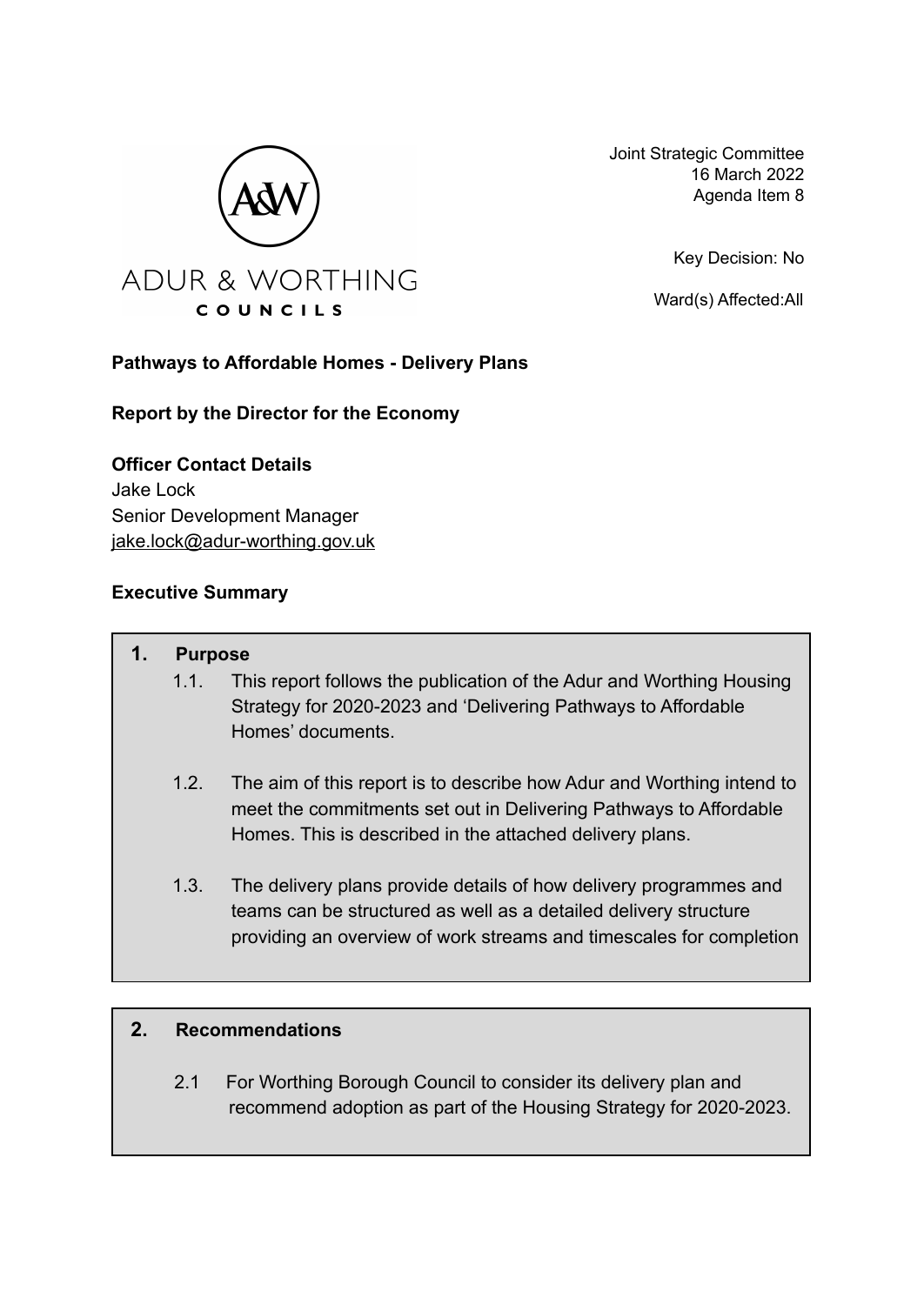Joint Strategic Committee
16 March 2022
Agenda Item 8

Key Decision: No

Ward(s) Affected:All

**Pathways to Affordable Homes - Delivery Plans**

**Report by the Director for the Economy**

**Officer Contact Details**
Jake Lock
Senior Development Manager
jake.lock@adur-worthing.gov.uk

**Executive Summary**

**1. Purpose**

1.1. This report follows the publication of the Adur and Worthing Housing Strategy for 2020-2023 and 'Delivering Pathways to Affordable Homes' documents.

1.2. The aim of this report is to describe how Adur and Worthing intend to meet the commitments set out in Delivering Pathways to Affordable Homes. This is described in the attached delivery plans.

1.3. The delivery plans provide details of how delivery programmes and teams can be structured as well as a detailed delivery structure providing an overview of work streams and timescales for completion

**2. Recommendations**

2.1 For Worthing Borough Council to consider its delivery plan and recommend adoption as part of the Housing Strategy for 2020-2023.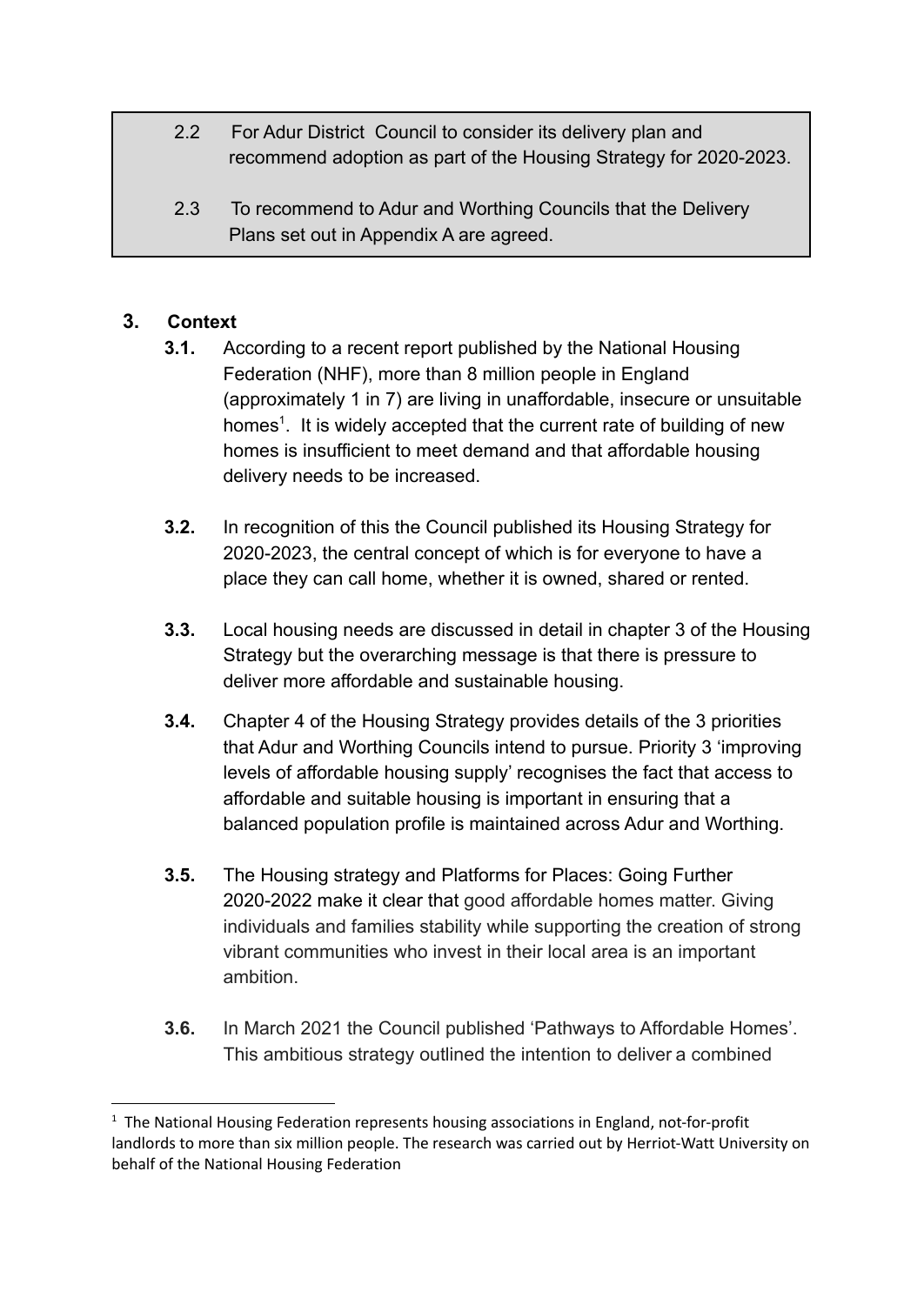2.2 For Adur District Council to consider its delivery plan and recommend adoption as part of the Housing Strategy for 2020-2023.

2.3 To recommend to Adur and Worthing Councils that the Delivery Plans set out in Appendix A are agreed.

## 3. Context

**3.1.** According to a recent report published by the National Housing Federation (NHF), more than 8 million people in England (approximately 1 in 7) are living in unaffordable, insecure or unsuitable homes[1]. It is widely accepted that the current rate of building of new homes is insufficient to meet demand and that affordable housing delivery needs to be increased.

**3.2.** In recognition of this the Council published its Housing Strategy for 2020-2023, the central concept of which is for everyone to have a place they can call home, whether it is owned, shared or rented.

**3.3.** Local housing needs are discussed in detail in chapter 3 of the Housing Strategy but the overarching message is that there is pressure to deliver more affordable and sustainable housing.

**3.4.** Chapter 4 of the Housing Strategy provides details of the 3 priorities that Adur and Worthing Councils intend to pursue. Priority 3 'improving levels of affordable housing supply' recognises the fact that access to affordable and suitable housing is important in ensuring that a balanced population profile is maintained across Adur and Worthing.

**3.5.** The Housing strategy and Platforms for Places: Going Further 2020-2022 make it clear that good affordable homes matter. Giving individuals and families stability while supporting the creation of strong vibrant communities who invest in their local area is an important ambition.

**3.6.** In March 2021 the Council published 'Pathways to Affordable Homes'. This ambitious strategy outlined the intention to deliver a combined

---

[1] The National Housing Federation represents housing associations in England, not-for-profit landlords to more than six million people. The research was carried out by Herriot-Watt University on behalf of the National Housing Federation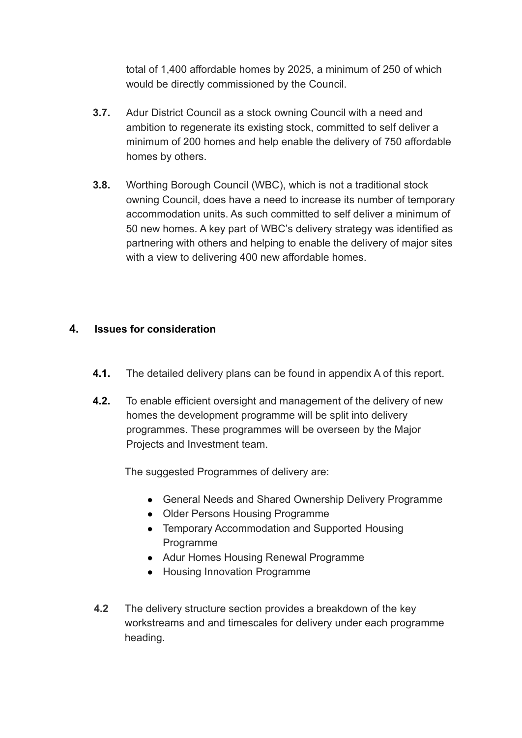total of 1,400 affordable homes by 2025, a minimum of 250 of which would be directly commissioned by the Council.

**3.7.** Adur District Council as a stock owning Council with a need and ambition to regenerate its existing stock, committed to self deliver a minimum of 200 homes and help enable the delivery of 750 affordable homes by others.

**3.8.** Worthing Borough Council (WBC), which is not a traditional stock owning Council, does have a need to increase its number of temporary accommodation units. As such committed to self deliver a minimum of 50 new homes. A key part of WBC's delivery strategy was identified as partnering with others and helping to enable the delivery of major sites with a view to delivering 400 new affordable homes.

## 4. Issues for consideration

**4.1.** The detailed delivery plans can be found in appendix A of this report.

**4.2.** To enable efficient oversight and management of the delivery of new homes the development programme will be split into delivery programmes. These programmes will be overseen by the Major Projects and Investment team.

The suggested Programmes of delivery are:

- General Needs and Shared Ownership Delivery Programme
- Older Persons Housing Programme
- Temporary Accommodation and Supported Housing Programme
- Adur Homes Housing Renewal Programme
- Housing Innovation Programme

**4.2** The delivery structure section provides a breakdown of the key workstreams and and timescales for delivery under each programme heading.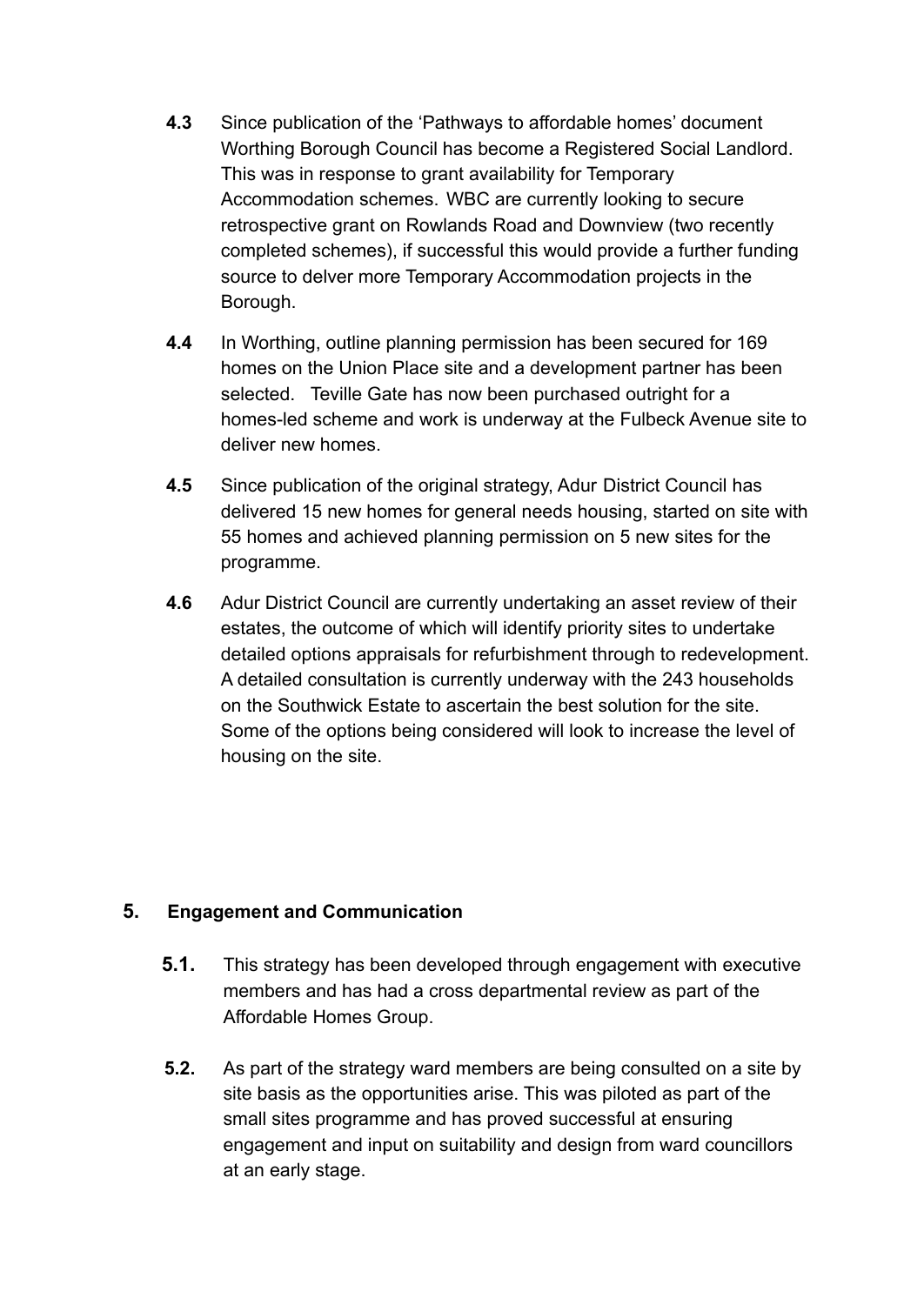**4.3** Since publication of the 'Pathways to affordable homes' document Worthing Borough Council has become a Registered Social Landlord. This was in response to grant availability for Temporary Accommodation schemes. WBC are currently looking to secure retrospective grant on Rowlands Road and Downview (two recently completed schemes), if successful this would provide a further funding source to delver more Temporary Accommodation projects in the Borough.

**4.4** In Worthing, outline planning permission has been secured for 169 homes on the Union Place site and a development partner has been selected. Teville Gate has now been purchased outright for a homes-led scheme and work is underway at the Fulbeck Avenue site to deliver new homes.

**4.5** Since publication of the original strategy, Adur District Council has delivered 15 new homes for general needs housing, started on site with 55 homes and achieved planning permission on 5 new sites for the programme.

**4.6** Adur District Council are currently undertaking an asset review of their estates, the outcome of which will identify priority sites to undertake detailed options appraisals for refurbishment through to redevelopment. A detailed consultation is currently underway with the 243 households on the Southwick Estate to ascertain the best solution for the site. Some of the options being considered will look to increase the level of housing on the site.

## 5. Engagement and Communication

**5.1.** This strategy has been developed through engagement with executive members and has had a cross departmental review as part of the Affordable Homes Group.

**5.2.** As part of the strategy ward members are being consulted on a site by site basis as the opportunities arise. This was piloted as part of the small sites programme and has proved successful at ensuring engagement and input on suitability and design from ward councillors at an early stage.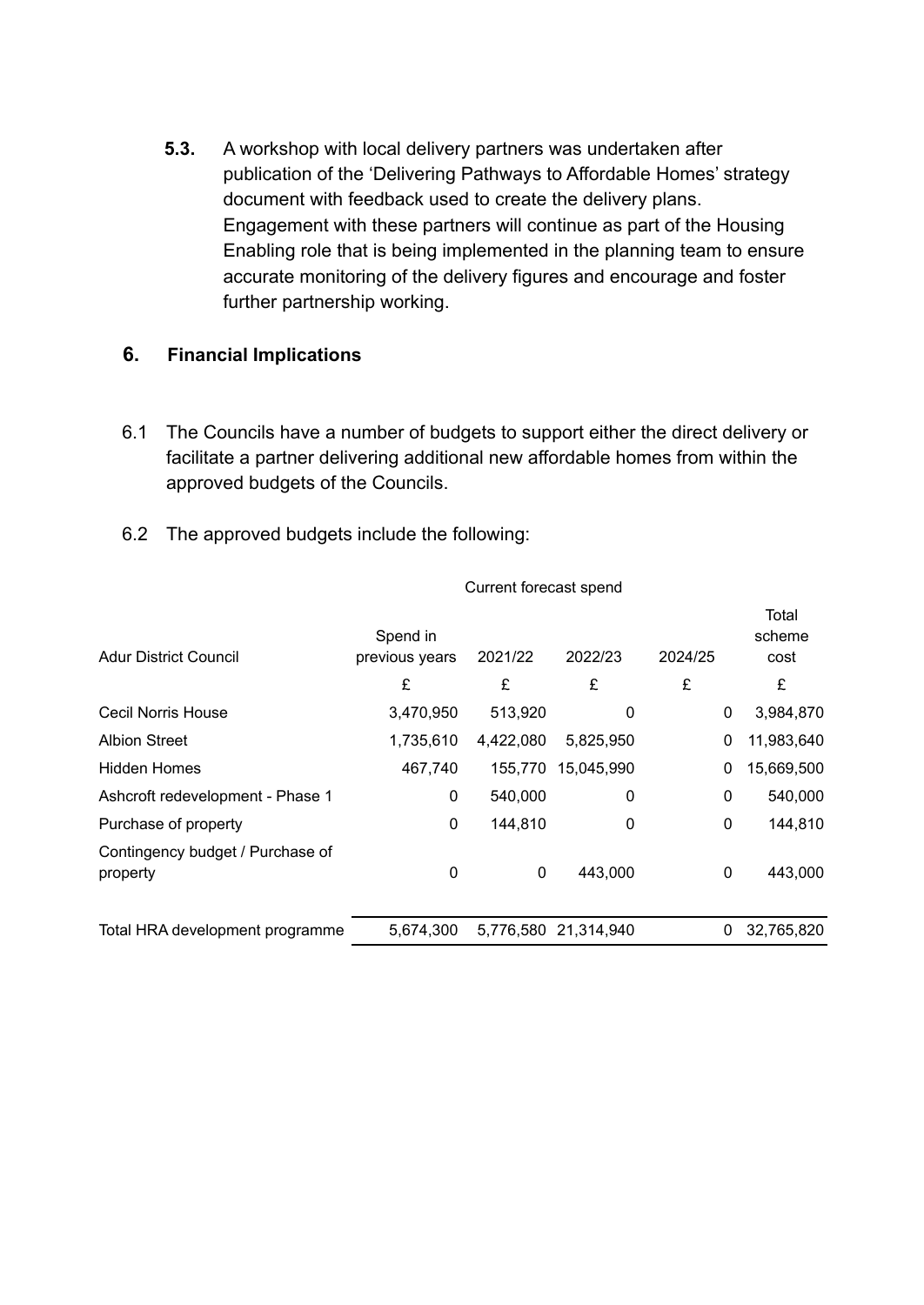**5.3.** A workshop with local delivery partners was undertaken after publication of the 'Delivering Pathways to Affordable Homes' strategy document with feedback used to create the delivery plans. Engagement with these partners will continue as part of the Housing Enabling role that is being implemented in the planning team to ensure accurate monitoring of the delivery figures and encourage and foster further partnership working.

## 6. Financial Implications

6.1 The Councils have a number of budgets to support either the direct delivery or facilitate a partner delivering additional new affordable homes from within the approved budgets of the Councils.

6.2 The approved budgets include the following:

| | Current forecast spend | | | | |
|---|---|---|---|---|---|
| Adur District Council | Spend in previous years | 2021/22 | 2022/23 | 2024/25 | Total scheme cost |
| | £ | £ | £ | £ | £ |
| Cecil Norris House | 3,470,950 | 513,920 | 0 | 0 | 3,984,870 |
| Albion Street | 1,735,610 | 4,422,080 | 5,825,950 | 0 | 11,983,640 |
| Hidden Homes | 467,740 | 155,770 | 15,045,990 | 0 | 15,669,500 |
| Ashcroft redevelopment - Phase 1 | 0 | 540,000 | 0 | 0 | 540,000 |
| Purchase of property | 0 | 144,810 | 0 | 0 | 144,810 |
| Contingency budget / Purchase of property | 0 | 0 | 443,000 | 0 | 443,000 |
| Total HRA development programme | 5,674,300 | 5,776,580 | 21,314,940 | 0 | 32,765,820 |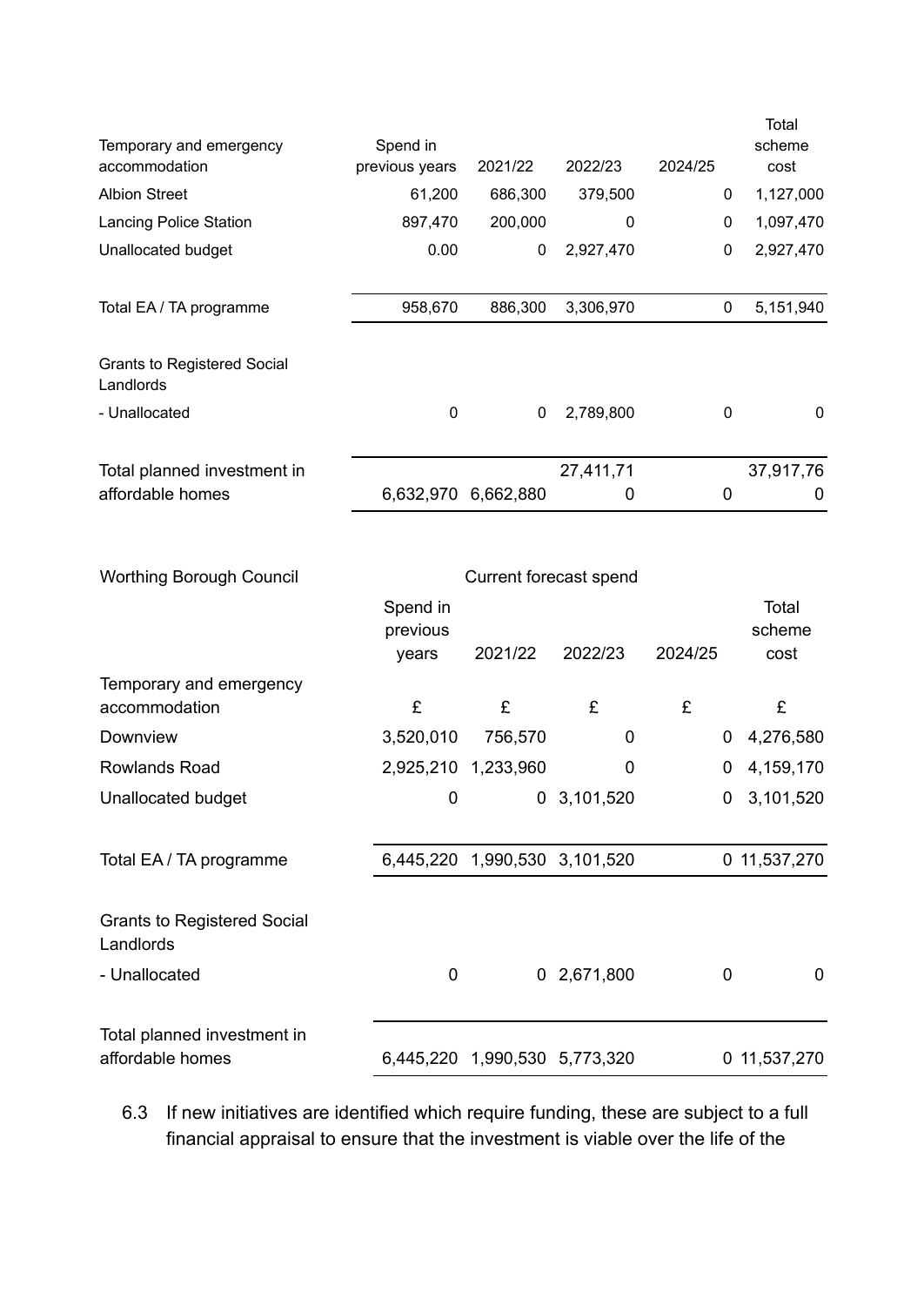| Temporary and emergency accommodation | Spend in previous years | 2021/22 | 2022/23 | 2024/25 | Total scheme cost |
|---|---|---|---|---|---|
| Albion Street | 61,200 | 686,300 | 379,500 | 0 | 1,127,000 |
| Lancing Police Station | 897,470 | 200,000 | 0 | 0 | 1,097,470 |
| Unallocated budget | 0.00 | 0 | 2,927,470 | 0 | 2,927,470 |
| | | | | | |
| Total EA / TA programme | 958,670 | 886,300 | 3,306,970 | 0 | 5,151,940 |
| | | | | | |
| Grants to Registered Social Landlords | | | | | |
| - Unallocated | 0 | 0 | 2,789,800 | 0 | 0 |
| | | | | | |
| Total planned investment in affordable homes | 6,632,970 | 6,662,880 | 27,411,710 | 0 | 37,917,760 |

| Worthing Borough Council | Current forecast spend | | | | |
|---|---|---|---|---|---|
| | Spend in previous years | 2021/22 | 2022/23 | 2024/25 | Total scheme cost |
| Temporary and emergency accommodation | £ | £ | £ | £ | £ |
| Downview | 3,520,010 | 756,570 | 0 | 0 | 4,276,580 |
| Rowlands Road | 2,925,210 | 1,233,960 | 0 | 0 | 4,159,170 |
| Unallocated budget | 0 | 0 | 3,101,520 | 0 | 3,101,520 |
| | | | | | |
| Total EA / TA programme | 6,445,220 | 1,990,530 | 3,101,520 | 0 | 11,537,270 |
| | | | | | |
| Grants to Registered Social Landlords | | | | | |
| - Unallocated | 0 | 0 | 2,671,800 | 0 | 0 |
| | | | | | |
| Total planned investment in affordable homes | 6,445,220 | 1,990,530 | 5,773,320 | 0 | 11,537,270 |

6.3 If new initiatives are identified which require funding, these are subject to a full financial appraisal to ensure that the investment is viable over the life of the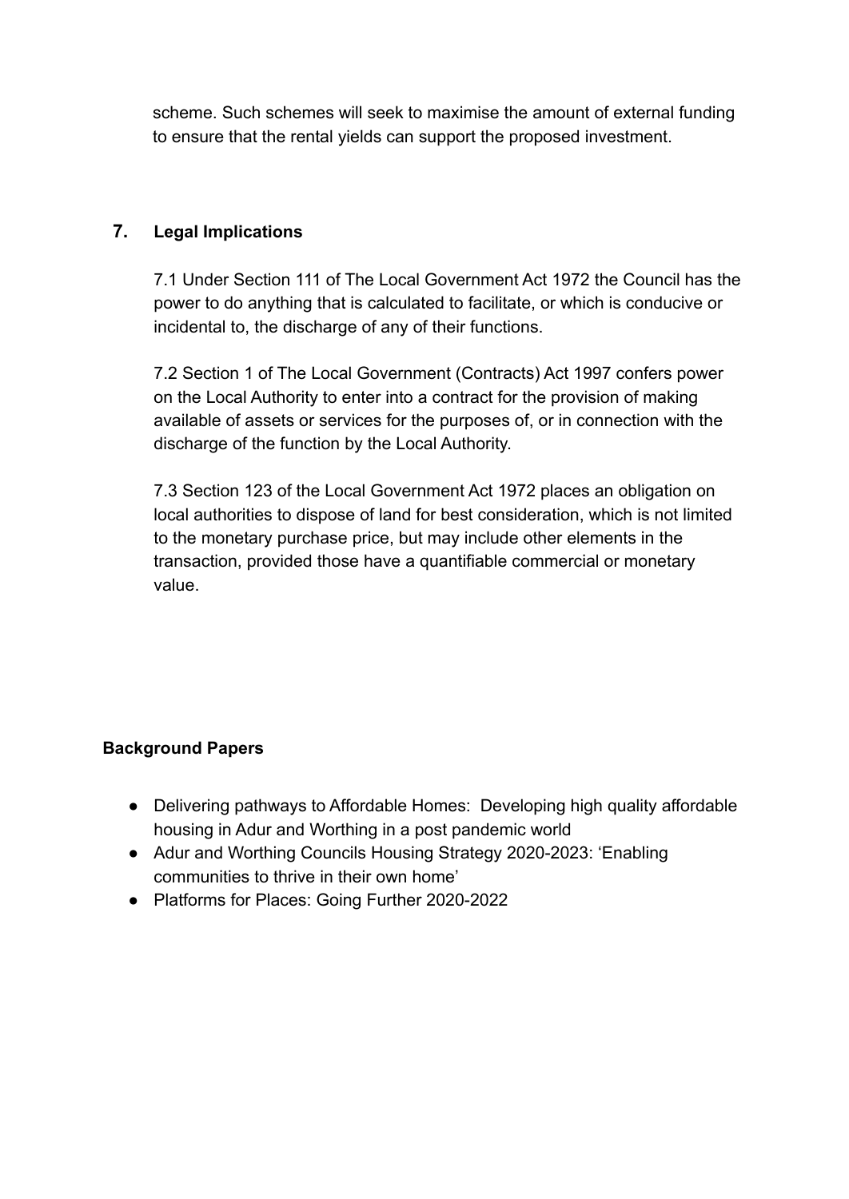scheme. Such schemes will seek to maximise the amount of external funding to ensure that the rental yields can support the proposed investment.

## 7. Legal Implications

7.1 Under Section 111 of The Local Government Act 1972 the Council has the power to do anything that is calculated to facilitate, or which is conducive or incidental to, the discharge of any of their functions.

7.2 Section 1 of The Local Government (Contracts) Act 1997 confers power on the Local Authority to enter into a contract for the provision of making available of assets or services for the purposes of, or in connection with the discharge of the function by the Local Authority.

7.3 Section 123 of the Local Government Act 1972 places an obligation on local authorities to dispose of land for best consideration, which is not limited to the monetary purchase price, but may include other elements in the transaction, provided those have a quantifiable commercial or monetary value.

**Background Papers**

- Delivering pathways to Affordable Homes: Developing high quality affordable housing in Adur and Worthing in a post pandemic world
- Adur and Worthing Councils Housing Strategy 2020-2023: 'Enabling communities to thrive in their own home'
- Platforms for Places: Going Further 2020-2022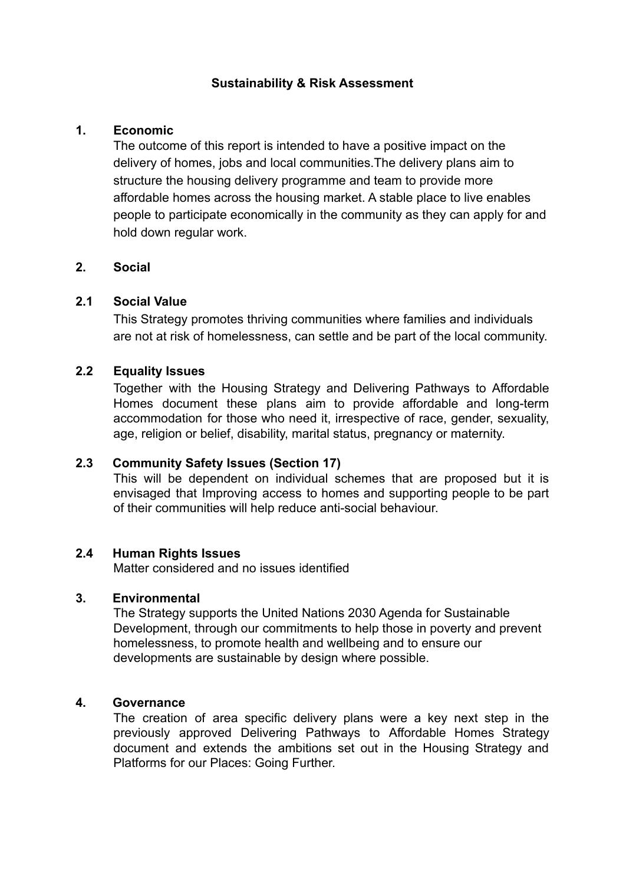# Sustainability & Risk Assessment

## 1. Economic

The outcome of this report is intended to have a positive impact on the delivery of homes, jobs and local communities.The delivery plans aim to structure the housing delivery programme and team to provide more affordable homes across the housing market. A stable place to live enables people to participate economically in the community as they can apply for and hold down regular work.

## 2. Social

### 2.1 Social Value

This Strategy promotes thriving communities where families and individuals are not at risk of homelessness, can settle and be part of the local community.

### 2.2 Equality Issues

Together with the Housing Strategy and Delivering Pathways to Affordable Homes document these plans aim to provide affordable and long-term accommodation for those who need it, irrespective of race, gender, sexuality, age, religion or belief, disability, marital status, pregnancy or maternity.

### 2.3 Community Safety Issues (Section 17)

This will be dependent on individual schemes that are proposed but it is envisaged that Improving access to homes and supporting people to be part of their communities will help reduce anti-social behaviour.

### 2.4 Human Rights Issues

Matter considered and no issues identified

## 3. Environmental

The Strategy supports the United Nations 2030 Agenda for Sustainable Development, through our commitments to help those in poverty and prevent homelessness, to promote health and wellbeing and to ensure our developments are sustainable by design where possible.

## 4. Governance

The creation of area specific delivery plans were a key next step in the previously approved Delivering Pathways to Affordable Homes Strategy document and extends the ambitions set out in the Housing Strategy and Platforms for our Places: Going Further.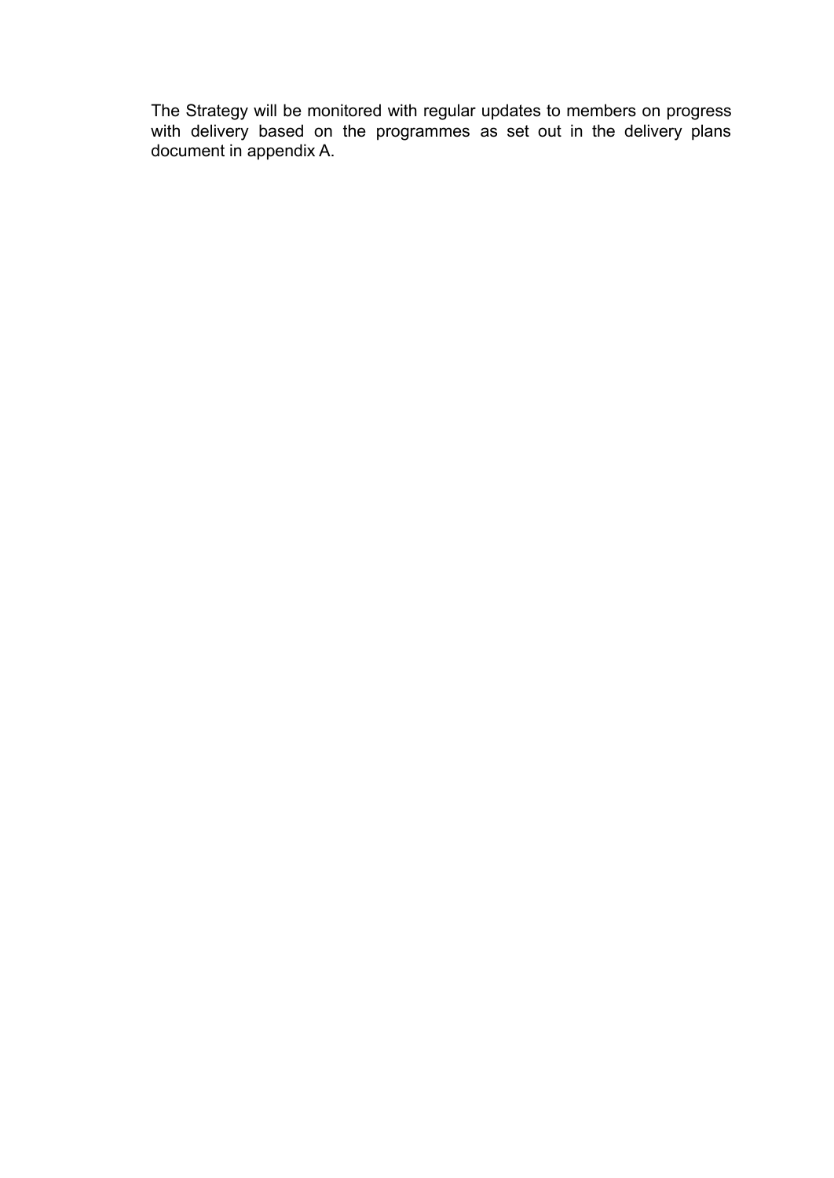The Strategy will be monitored with regular updates to members on progress with delivery based on the programmes as set out in the delivery plans document in appendix A.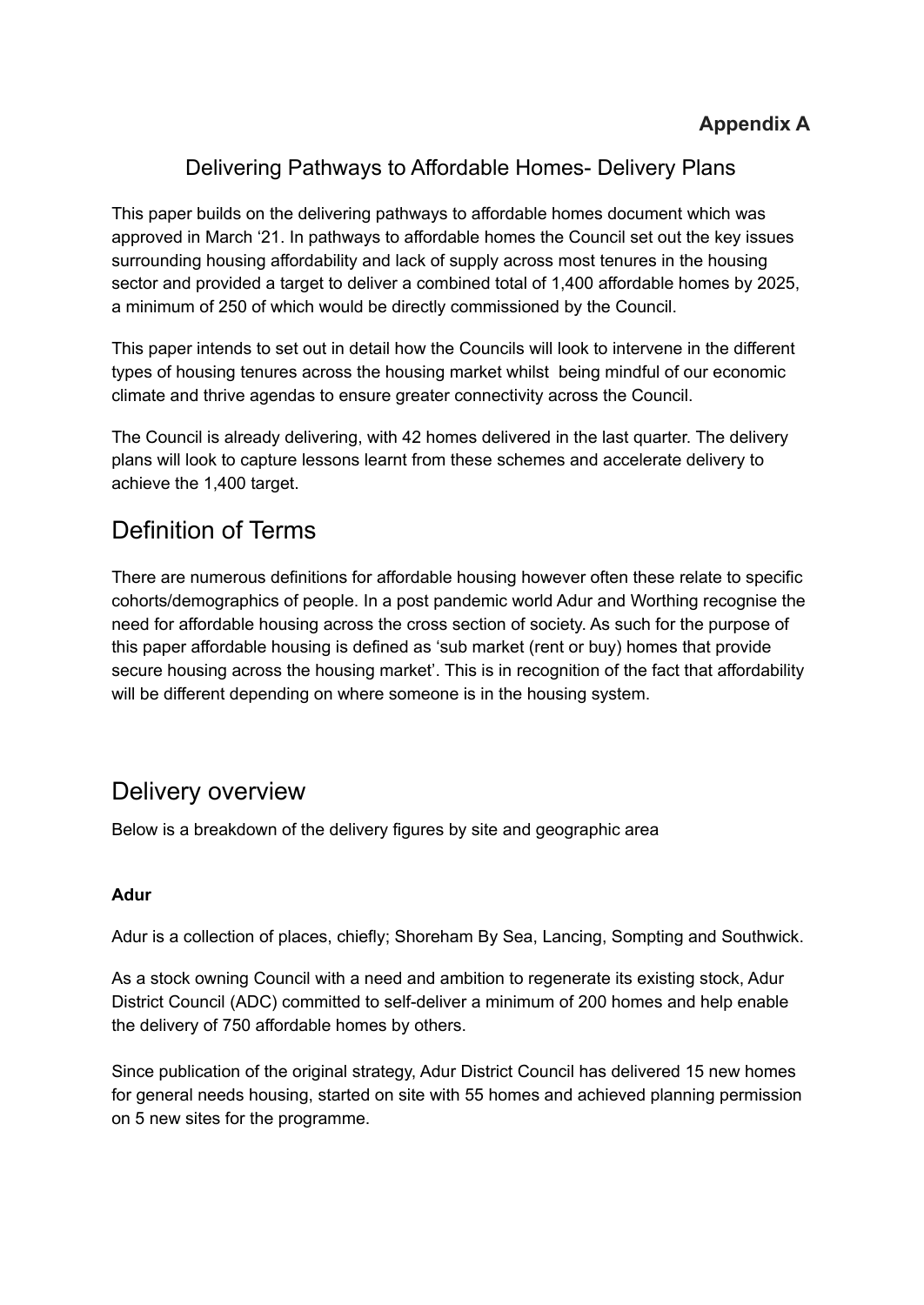**Appendix A**

# Delivering Pathways to Affordable Homes- Delivery Plans

This paper builds on the delivering pathways to affordable homes document which was approved in March '21. In pathways to affordable homes the Council set out the key issues surrounding housing affordability and lack of supply across most tenures in the housing sector and provided a target to deliver a combined total of 1,400 affordable homes by 2025, a minimum of 250 of which would be directly commissioned by the Council.

This paper intends to set out in detail how the Councils will look to intervene in the different types of housing tenures across the housing market whilst being mindful of our economic climate and thrive agendas to ensure greater connectivity across the Council.

The Council is already delivering, with 42 homes delivered in the last quarter. The delivery plans will look to capture lessons learnt from these schemes and accelerate delivery to achieve the 1,400 target.

## Definition of Terms

There are numerous definitions for affordable housing however often these relate to specific cohorts/demographics of people. In a post pandemic world Adur and Worthing recognise the need for affordable housing across the cross section of society. As such for the purpose of this paper affordable housing is defined as 'sub market (rent or buy) homes that provide secure housing across the housing market'. This is in recognition of the fact that affordability will be different depending on where someone is in the housing system.

## Delivery overview

Below is a breakdown of the delivery figures by site and geographic area

### Adur

Adur is a collection of places, chiefly; Shoreham By Sea, Lancing, Sompting and Southwick.

As a stock owning Council with a need and ambition to regenerate its existing stock, Adur District Council (ADC) committed to self-deliver a minimum of 200 homes and help enable the delivery of 750 affordable homes by others.

Since publication of the original strategy, Adur District Council has delivered 15 new homes for general needs housing, started on site with 55 homes and achieved planning permission on 5 new sites for the programme.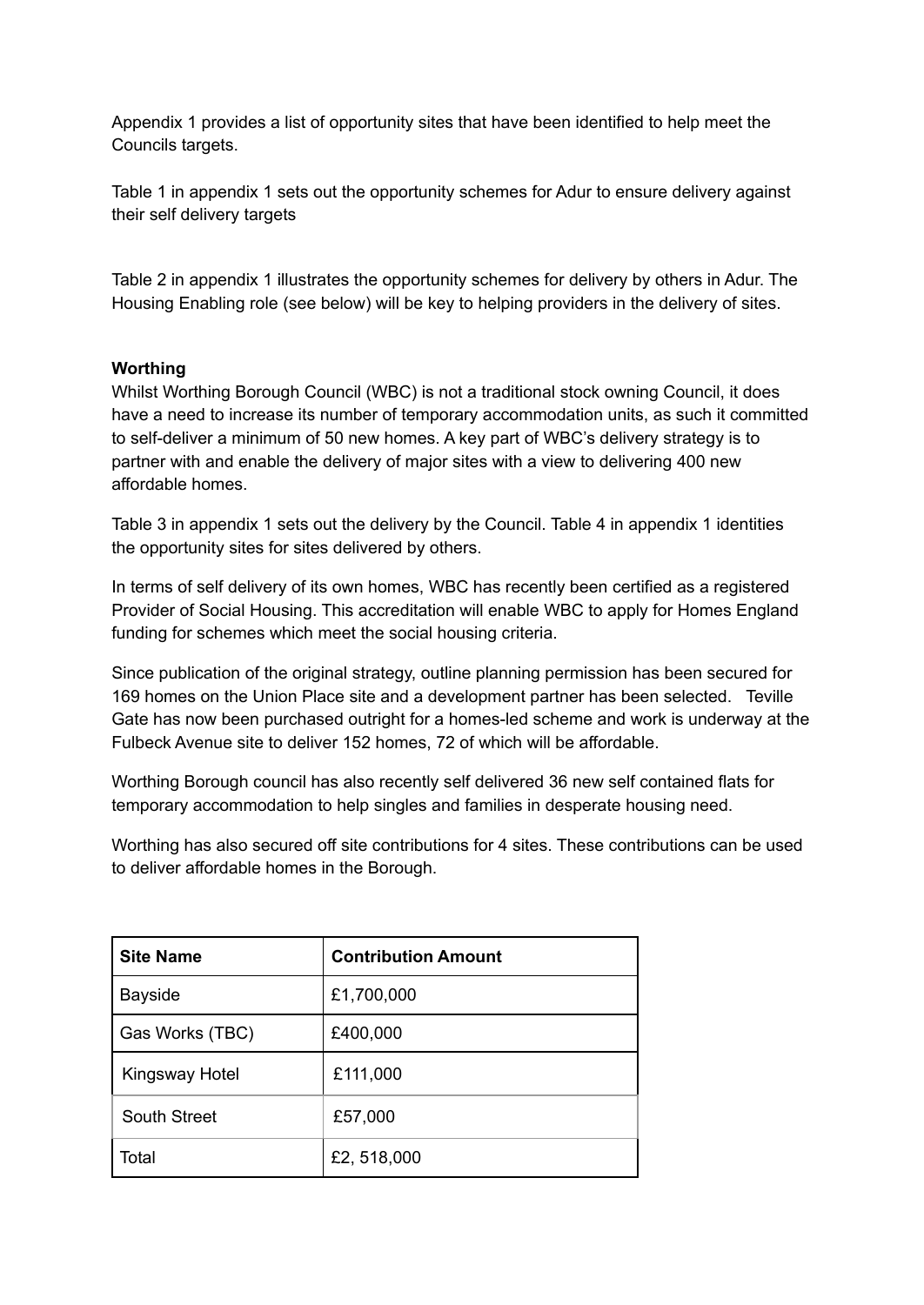Appendix 1 provides a list of opportunity sites that have been identified to help meet the Councils targets.

Table 1 in appendix 1 sets out the opportunity schemes for Adur to ensure delivery against their self delivery targets

Table 2 in appendix 1 illustrates the opportunity schemes for delivery by others in Adur. The Housing Enabling role (see below) will be key to helping providers in the delivery of sites.

**Worthing**

Whilst Worthing Borough Council (WBC) is not a traditional stock owning Council, it does have a need to increase its number of temporary accommodation units, as such it committed to self-deliver a minimum of 50 new homes. A key part of WBC's delivery strategy is to partner with and enable the delivery of major sites with a view to delivering 400 new affordable homes.

Table 3 in appendix 1 sets out the delivery by the Council. Table 4 in appendix 1 identities the opportunity sites for sites delivered by others.

In terms of self delivery of its own homes, WBC has recently been certified as a registered Provider of Social Housing. This accreditation will enable WBC to apply for Homes England funding for schemes which meet the social housing criteria.

Since publication of the original strategy, outline planning permission has been secured for 169 homes on the Union Place site and a development partner has been selected. Teville Gate has now been purchased outright for a homes-led scheme and work is underway at the Fulbeck Avenue site to deliver 152 homes, 72 of which will be affordable.

Worthing Borough council has also recently self delivered 36 new self contained flats for temporary accommodation to help singles and families in desperate housing need.

Worthing has also secured off site contributions for 4 sites. These contributions can be used to deliver affordable homes in the Borough.

| Site Name | Contribution Amount |
|---|---|
| Bayside | £1,700,000 |
| Gas Works (TBC) | £400,000 |
| Kingsway Hotel | £111,000 |
| South Street | £57,000 |
| Total | £2, 518,000 |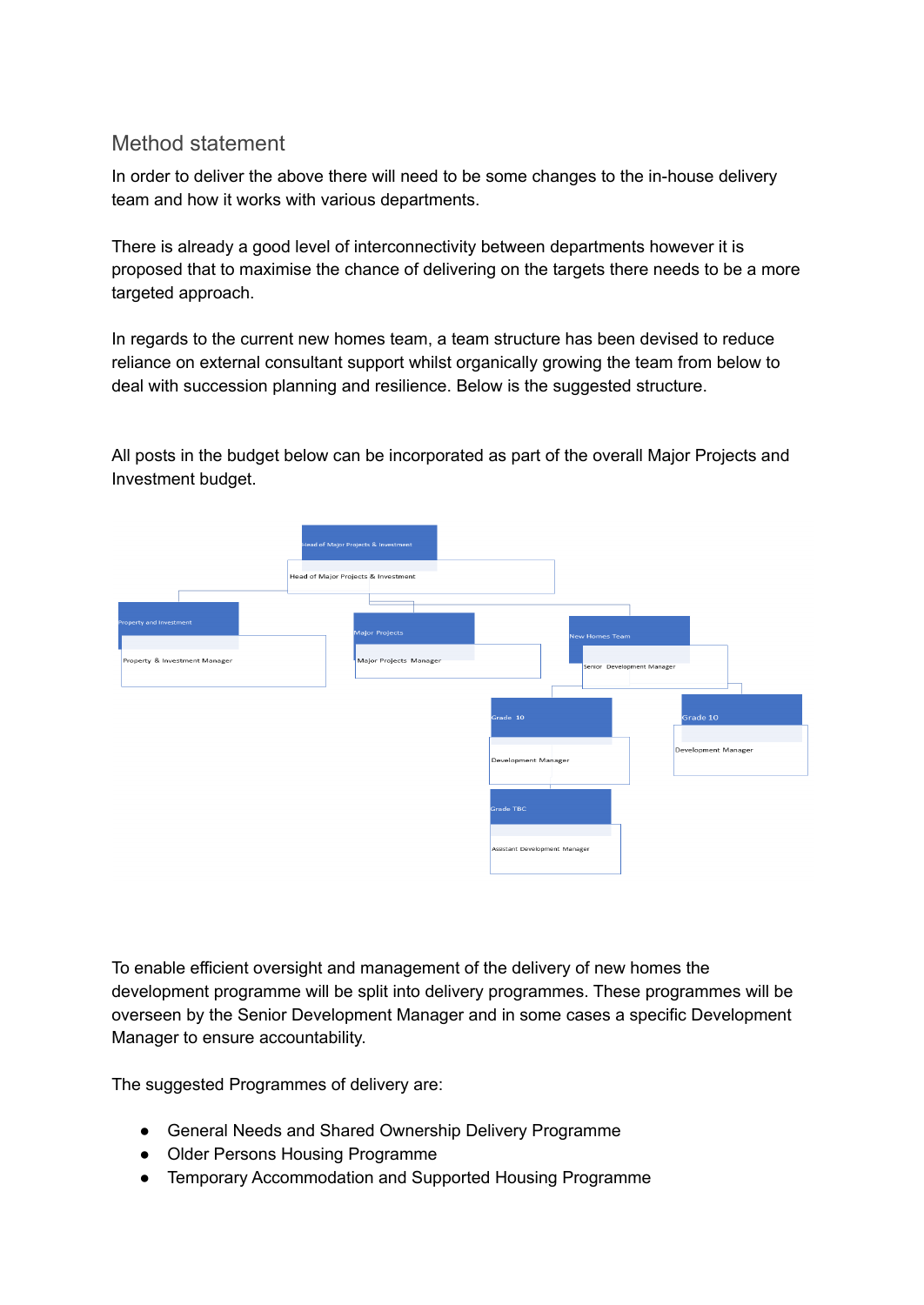## Method statement

In order to deliver the above there will need to be some changes to the in-house delivery team and how it works with various departments.

There is already a good level of interconnectivity between departments however it is proposed that to maximise the chance of delivering on the targets there needs to be a more targeted approach.

In regards to the current new homes team, a team structure has been devised to reduce reliance on external consultant support whilst organically growing the team from below to deal with succession planning and resilience. Below is the suggested structure.

All posts in the budget below can be incorporated as part of the overall Major Projects and Investment budget.

- Head of Major Projects & Investment — Head of Major Projects & Investment
  - Property and Investment — Property & Investment Manager
  - Major Projects — Major Projects Manager
  - New Homes Team — Senior Development Manager
    - Grade 10 — Development Manager
      - Grade TBC — Assistant Development Manager
    - Grade 10 — Development Manager

To enable efficient oversight and management of the delivery of new homes the development programme will be split into delivery programmes. These programmes will be overseen by the Senior Development Manager and in some cases a specific Development Manager to ensure accountability.

The suggested Programmes of delivery are:

- General Needs and Shared Ownership Delivery Programme
- Older Persons Housing Programme
- Temporary Accommodation and Supported Housing Programme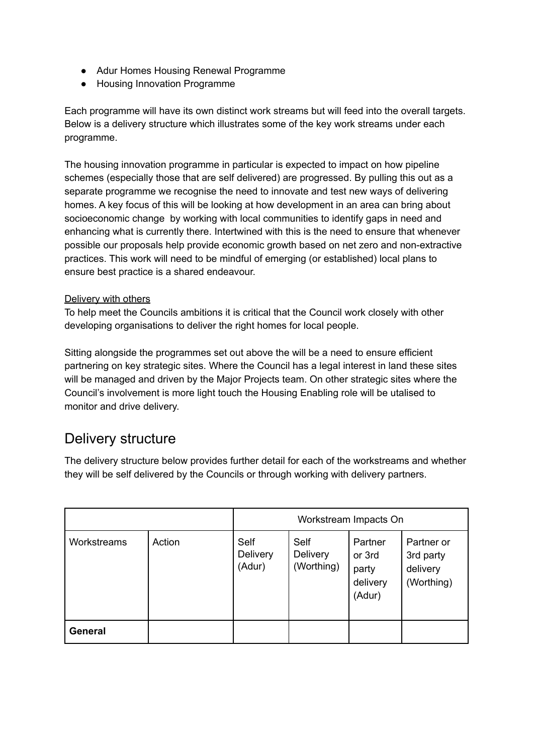- Adur Homes Housing Renewal Programme
- Housing Innovation Programme

Each programme will have its own distinct work streams but will feed into the overall targets. Below is a delivery structure which illustrates some of the key work streams under each programme.

The housing innovation programme in particular is expected to impact on how pipeline schemes (especially those that are self delivered) are progressed. By pulling this out as a separate programme we recognise the need to innovate and test new ways of delivering homes. A key focus of this will be looking at how development in an area can bring about socioeconomic change by working with local communities to identify gaps in need and enhancing what is currently there. Intertwined with this is the need to ensure that whenever possible our proposals help provide economic growth based on net zero and non-extractive practices. This work will need to be mindful of emerging (or established) local plans to ensure best practice is a shared endeavour.

<u>Delivery with others</u>

To help meet the Councils ambitions it is critical that the Council work closely with other developing organisations to deliver the right homes for local people.

Sitting alongside the programmes set out above the will be a need to ensure efficient partnering on key strategic sites. Where the Council has a legal interest in land these sites will be managed and driven by the Major Projects team. On other strategic sites where the Council's involvement is more light touch the Housing Enabling role will be utalised to monitor and drive delivery.

## Delivery structure

The delivery structure below provides further detail for each of the workstreams and whether they will be self delivered by the Councils or through working with delivery partners.

| | | Workstream Impacts On | | | |
|---|---|---|---|---|---|
| Workstreams | Action | Self Delivery (Adur) | Self Delivery (Worthing) | Partner or 3rd party delivery (Adur) | Partner or 3rd party delivery (Worthing) |
| **General** | | | | | |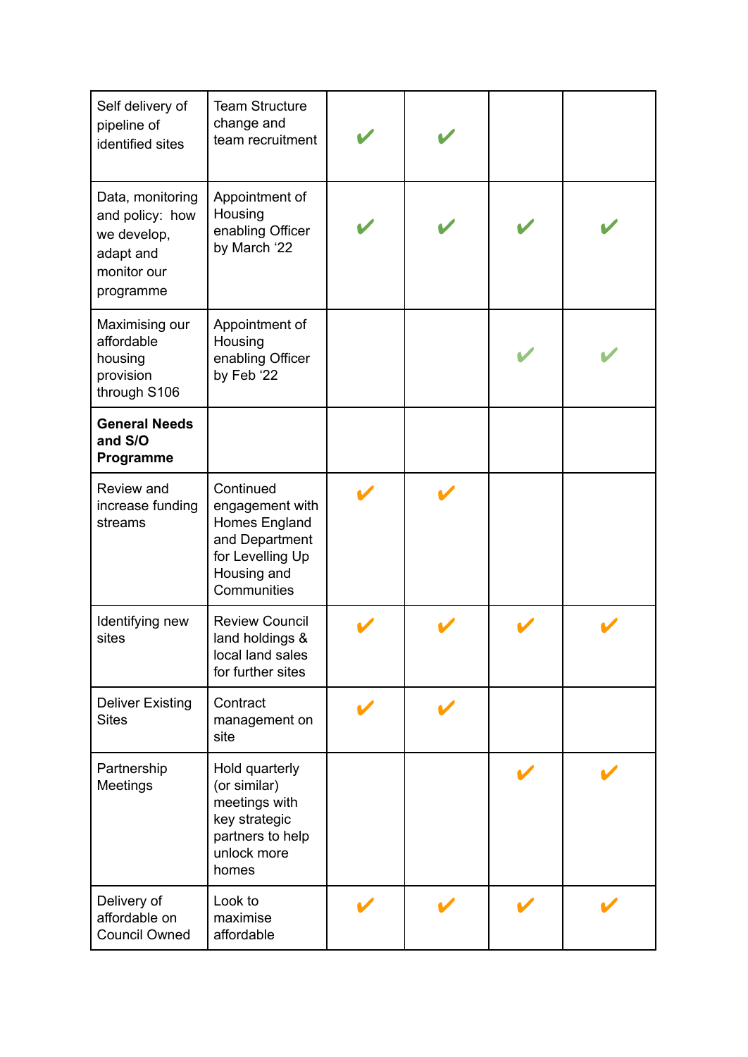| | | | | | |
|---|---|---|---|---|---|
| Self delivery of pipeline of identified sites | Team Structure change and team recruitment | ✔ | ✔ | | |
| Data, monitoring and policy: how we develop, adapt and monitor our programme | Appointment of Housing enabling Officer by March ‘22 | ✔ | ✔ | ✔ | ✔ |
| Maximising our affordable housing provision through S106 | Appointment of Housing enabling Officer by Feb ‘22 | | | ✔ | ✔ |
| **General Needs and S/O Programme** | | | | | |
| Review and increase funding streams | Continued engagement with Homes England and Department for Levelling Up Housing and Communities | ✔ | ✔ | | |
| Identifying new sites | Review Council land holdings & local land sales for further sites | ✔ | ✔ | ✔ | ✔ |
| Deliver Existing Sites | Contract management on site | ✔ | ✔ | | |
| Partnership Meetings | Hold quarterly (or similar) meetings with key strategic partners to help unlock more homes | | | ✔ | ✔ |
| Delivery of affordable on Council Owned | Look to maximise affordable | ✔ | ✔ | ✔ | ✔ |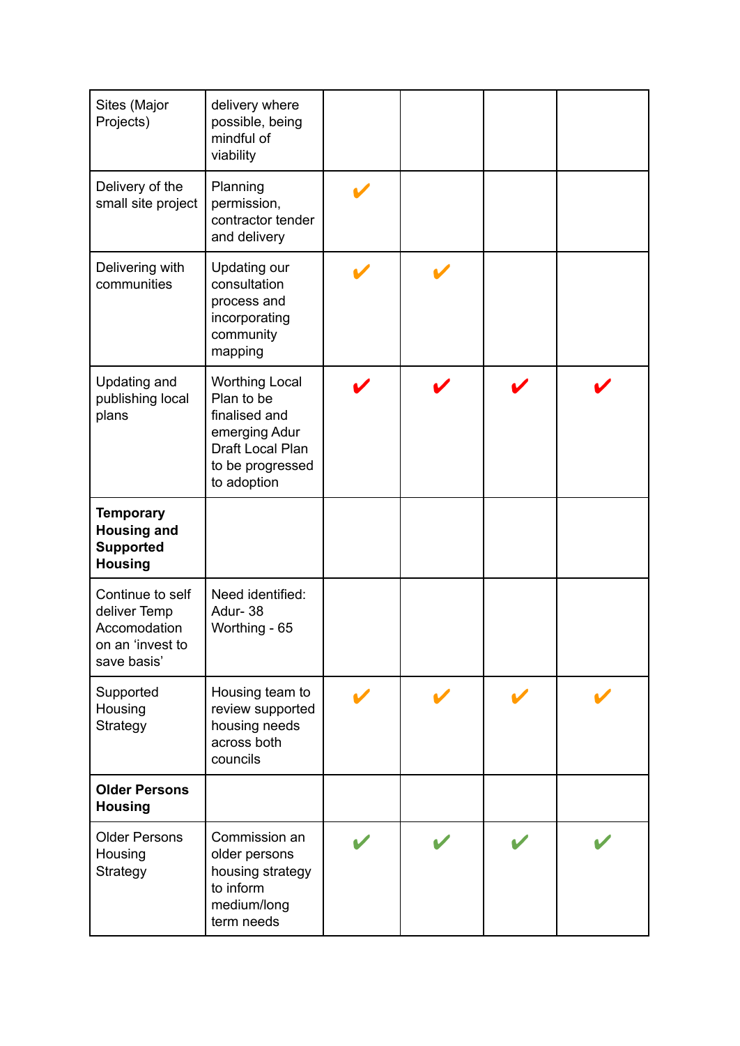| | | | | | |
|---|---|---|---|---|---|
| Sites (Major Projects) | delivery where possible, being mindful of viability | | | | |
| Delivery of the small site project | Planning permission, contractor tender and delivery | ✔ | | | |
| Delivering with communities | Updating our consultation process and incorporating community mapping | ✔ | ✔ | | |
| Updating and publishing local plans | Worthing Local Plan to be finalised and emerging Adur Draft Local Plan to be progressed to adoption | ✔ | ✔ | ✔ | ✔ |
| **Temporary Housing and Supported Housing** | | | | | |
| Continue to self deliver Temp Accomodation on an 'invest to save basis' | Need identified:<br>Adur- 38<br>Worthing - 65 | | | | |
| Supported Housing Strategy | Housing team to review supported housing needs across both councils | ✔ | ✔ | ✔ | ✔ |
| **Older Persons Housing** | | | | | |
| Older Persons Housing Strategy | Commission an older persons housing strategy to inform medium/long term needs | ✔ | ✔ | ✔ | ✔ |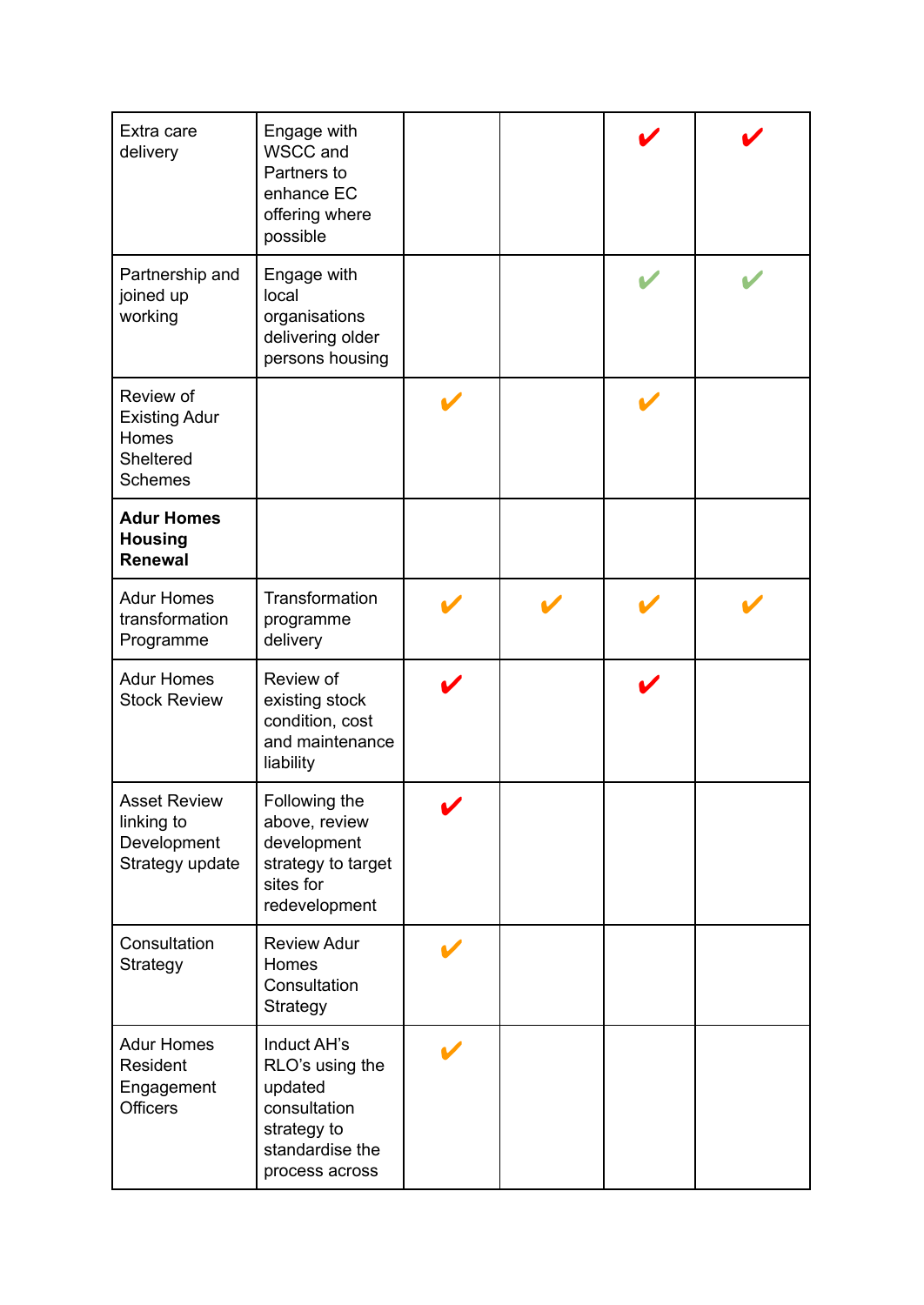| | | | | | |
|---|---|---|---|---|---|
| Extra care delivery | Engage with WSCC and Partners to enhance EC offering where possible | | | ✔ | ✔ |
| Partnership and joined up working | Engage with local organisations delivering older persons housing | | | ✔ | ✔ |
| Review of Existing Adur Homes Sheltered Schemes | | ✔ | | ✔ | |
| **Adur Homes Housing Renewal** | | | | | |
| Adur Homes transformation Programme | Transformation programme delivery | ✔ | ✔ | ✔ | ✔ |
| Adur Homes Stock Review | Review of existing stock condition, cost and maintenance liability | ✔ | | ✔ | |
| Asset Review linking to Development Strategy update | Following the above, review development strategy to target sites for redevelopment | ✔ | | | |
| Consultation Strategy | Review Adur Homes Consultation Strategy | ✔ | | | |
| Adur Homes Resident Engagement Officers | Induct AH's RLO's using the updated consultation strategy to standardise the process across | ✔ | | | |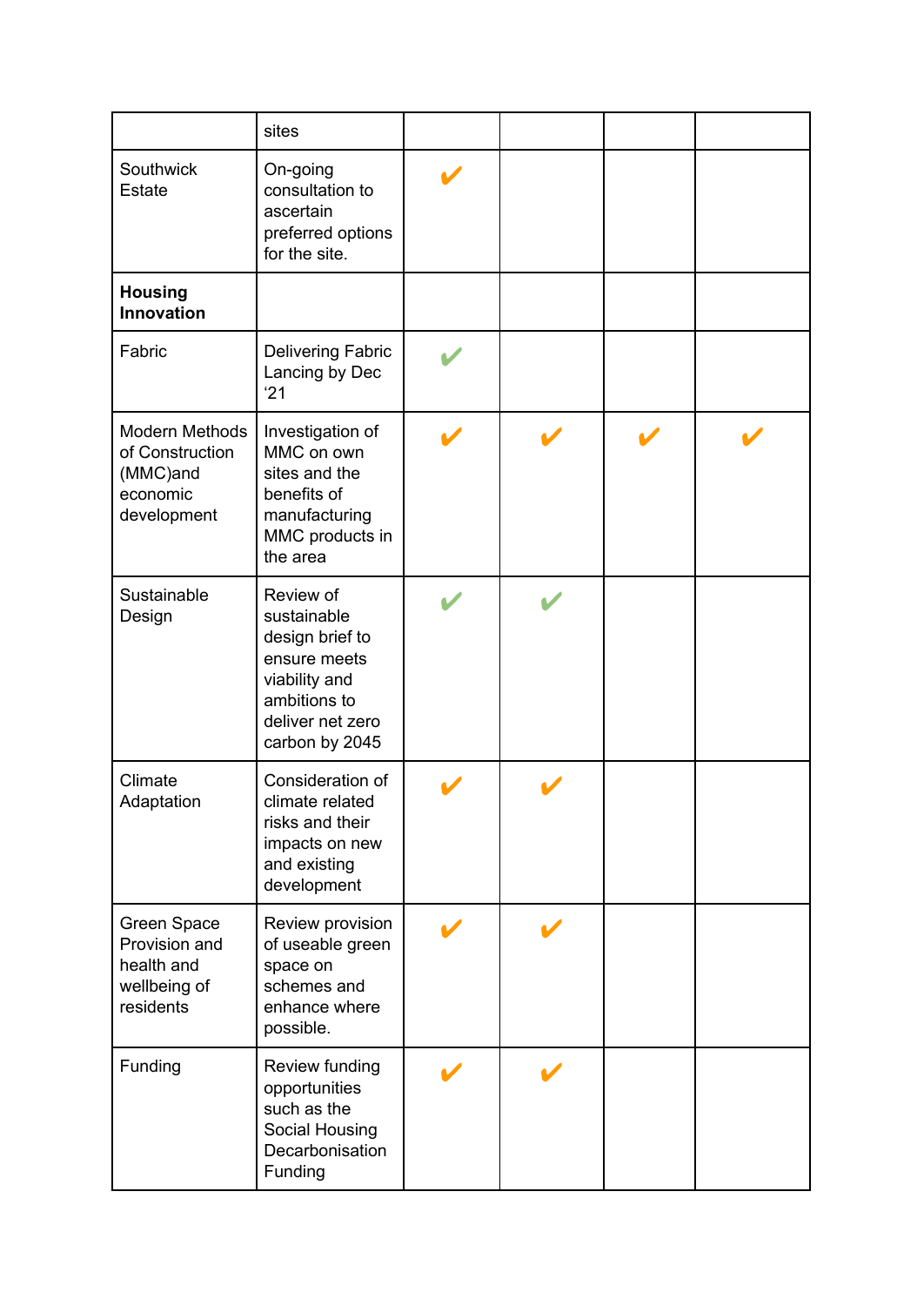| | sites | | | | |
|---|---|---|---|---|---|
| Southwick Estate | On-going consultation to ascertain preferred options for the site. | ✔ | | | |
| **Housing Innovation** | | | | | |
| Fabric | Delivering Fabric Lancing by Dec '21 | ✔ | | | |
| Modern Methods of Construction (MMC)and economic development | Investigation of MMC on own sites and the benefits of manufacturing MMC products in the area | ✔ | ✔ | ✔ | ✔ |
| Sustainable Design | Review of sustainable design brief to ensure meets viability and ambitions to deliver net zero carbon by 2045 | ✔ | ✔ | | |
| Climate Adaptation | Consideration of climate related risks and their impacts on new and existing development | ✔ | ✔ | | |
| Green Space Provision and health and wellbeing of residents | Review provision of useable green space on schemes and enhance where possible. | ✔ | ✔ | | |
| Funding | Review funding opportunities such as the Social Housing Decarbonisation Funding | ✔ | ✔ | | |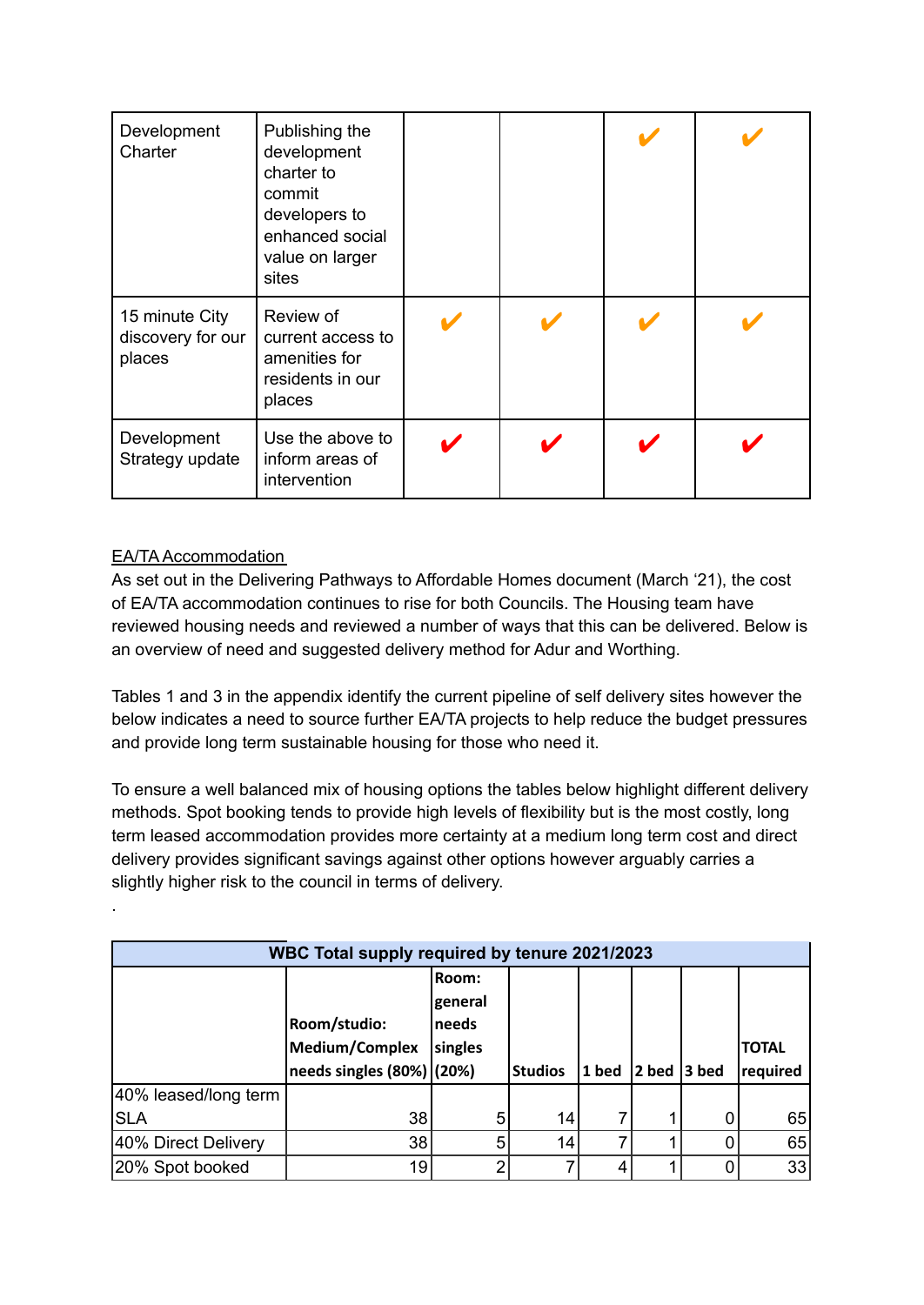| | | | | | |
|---|---|---|---|---|---|
| Development Charter | Publishing the development charter to commit developers to enhanced social value on larger sites | | | ✔ | ✔ |
| 15 minute City discovery for our places | Review of current access to amenities for residents in our places | ✔ | ✔ | ✔ | ✔ |
| Development Strategy update | Use the above to inform areas of intervention | ✔ | ✔ | ✔ | ✔ |

<u>EA/TA Accommodation</u>

As set out in the Delivering Pathways to Affordable Homes document (March '21), the cost of EA/TA accommodation continues to rise for both Councils. The Housing team have reviewed housing needs and reviewed a number of ways that this can be delivered. Below is an overview of need and suggested delivery method for Adur and Worthing.

Tables 1 and 3 in the appendix identify the current pipeline of self delivery sites however the below indicates a need to source further EA/TA projects to help reduce the budget pressures and provide long term sustainable housing for those who need it.

To ensure a well balanced mix of housing options the tables below highlight different delivery methods. Spot booking tends to provide high levels of flexibility but is the most costly, long term leased accommodation provides more certainty at a medium long term cost and direct delivery provides significant savings against other options however arguably carries a slightly higher risk to the council in terms of delivery.

.

| WBC Total supply required by tenure 2021/2023 | | | | | | | |
|---|---|---|---|---|---|---|---|
| | **Room/studio: Medium/Complex needs singles (80%)** | **Room: general needs singles (20%)** | **Studios** | **1 bed** | **2 bed** | **3 bed** | **TOTAL required** |
| 40% leased/long term SLA | 38 | 5 | 14 | 7 | 1 | 0 | 65 |
| 40% Direct Delivery | 38 | 5 | 14 | 7 | 1 | 0 | 65 |
| 20% Spot booked | 19 | 2 | 7 | 4 | 1 | 0 | 33 |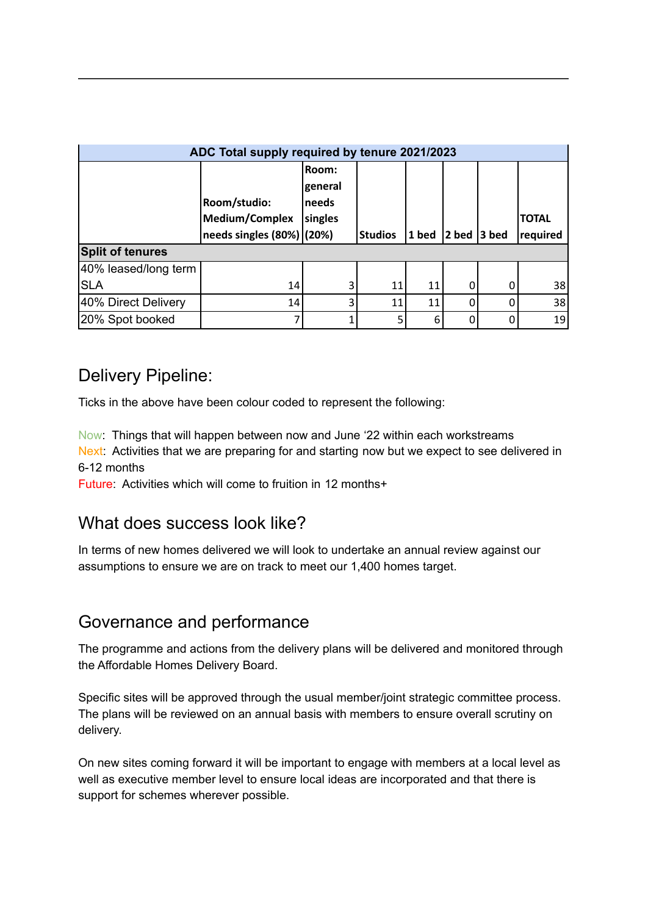| ADC Total supply required by tenure 2021/2023 | | | | | | | |
|---|---|---|---|---|---|---|---|
| | Room/studio: Medium/Complex needs singles (80%) | Room: general needs singles (20%) | Studios | 1 bed | 2 bed | 3 bed | TOTAL required |
| **Split of tenures** | | | | | | | |
| 40% leased/long term SLA | 14 | 3 | 11 | 11 | 0 | 0 | 38 |
| 40% Direct Delivery | 14 | 3 | 11 | 11 | 0 | 0 | 38 |
| 20% Spot booked | 7 | 1 | 5 | 6 | 0 | 0 | 19 |

## Delivery Pipeline:

Ticks in the above have been colour coded to represent the following:

Now: Things that will happen between now and June '22 within each workstreams
Next: Activities that we are preparing for and starting now but we expect to see delivered in 6-12 months
Future: Activities which will come to fruition in 12 months+

## What does success look like?

In terms of new homes delivered we will look to undertake an annual review against our assumptions to ensure we are on track to meet our 1,400 homes target.

## Governance and performance

The programme and actions from the delivery plans will be delivered and monitored through the Affordable Homes Delivery Board.

Specific sites will be approved through the usual member/joint strategic committee process. The plans will be reviewed on an annual basis with members to ensure overall scrutiny on delivery.

On new sites coming forward it will be important to engage with members at a local level as well as executive member level to ensure local ideas are incorporated and that there is support for schemes wherever possible.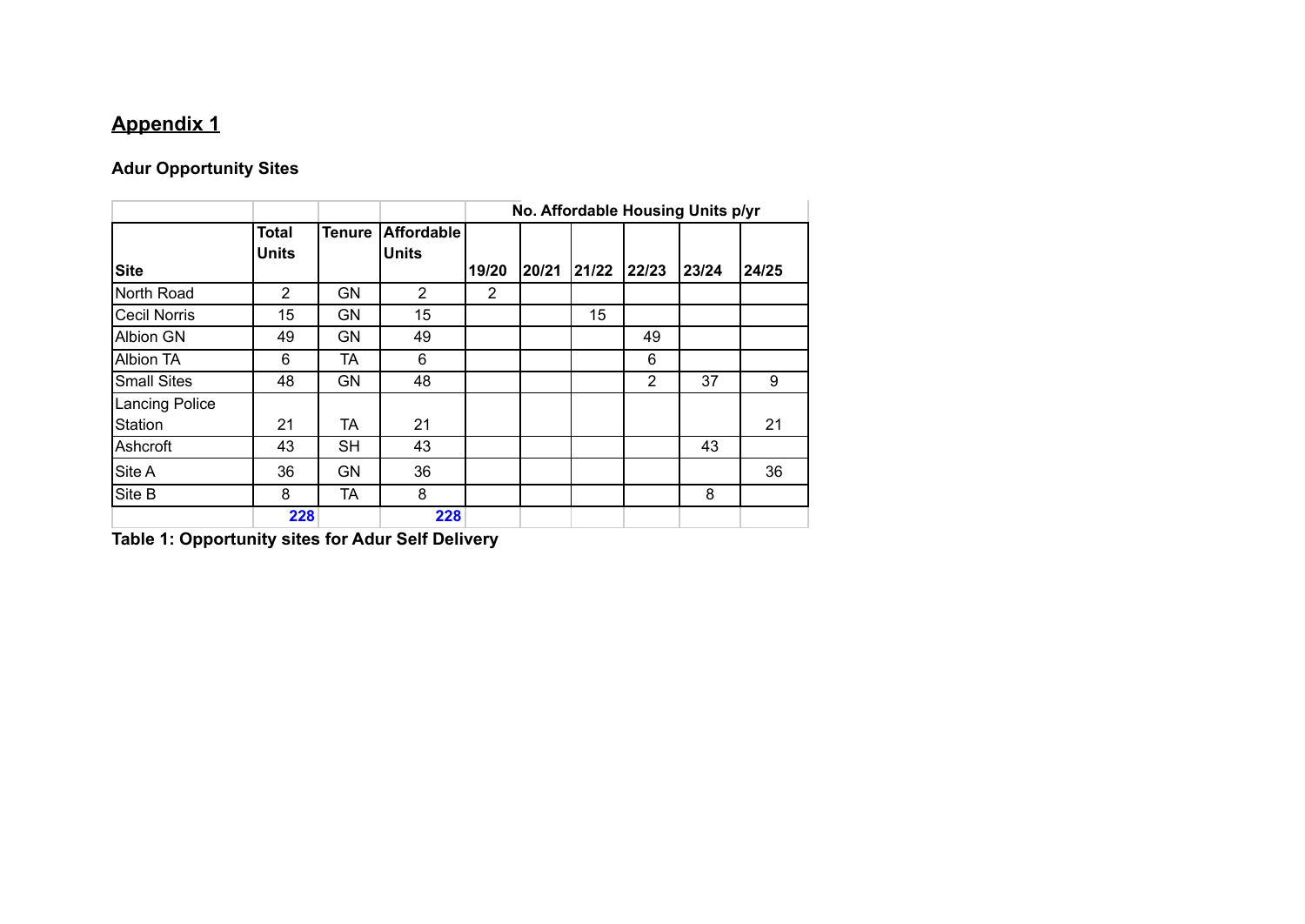## Appendix 1

**Adur Opportunity Sites**

| Site | Total Units | Tenure | Affordable Units | No. Affordable Housing Units p/yr 19/20 | 20/21 | 21/22 | 22/23 | 23/24 | 24/25 |
|---|---|---|---|---|---|---|---|---|---|
| North Road | 2 | GN | 2 | 2 | | | | | |
| Cecil Norris | 15 | GN | 15 | | | 15 | | | |
| Albion GN | 49 | GN | 49 | | | | 49 | | |
| Albion TA | 6 | TA | 6 | | | | 6 | | |
| Small Sites | 48 | GN | 48 | | | | 2 | 37 | 9 |
| Lancing Police Station | 21 | TA | 21 | | | | | | 21 |
| Ashcroft | 43 | SH | 43 | | | | | 43 | |
| Site A | 36 | GN | 36 | | | | | | 36 |
| Site B | 8 | TA | 8 | | | | | 8 | |
| | **228** | | **228** | | | | | | |

**Table 1: Opportunity sites for Adur Self Delivery**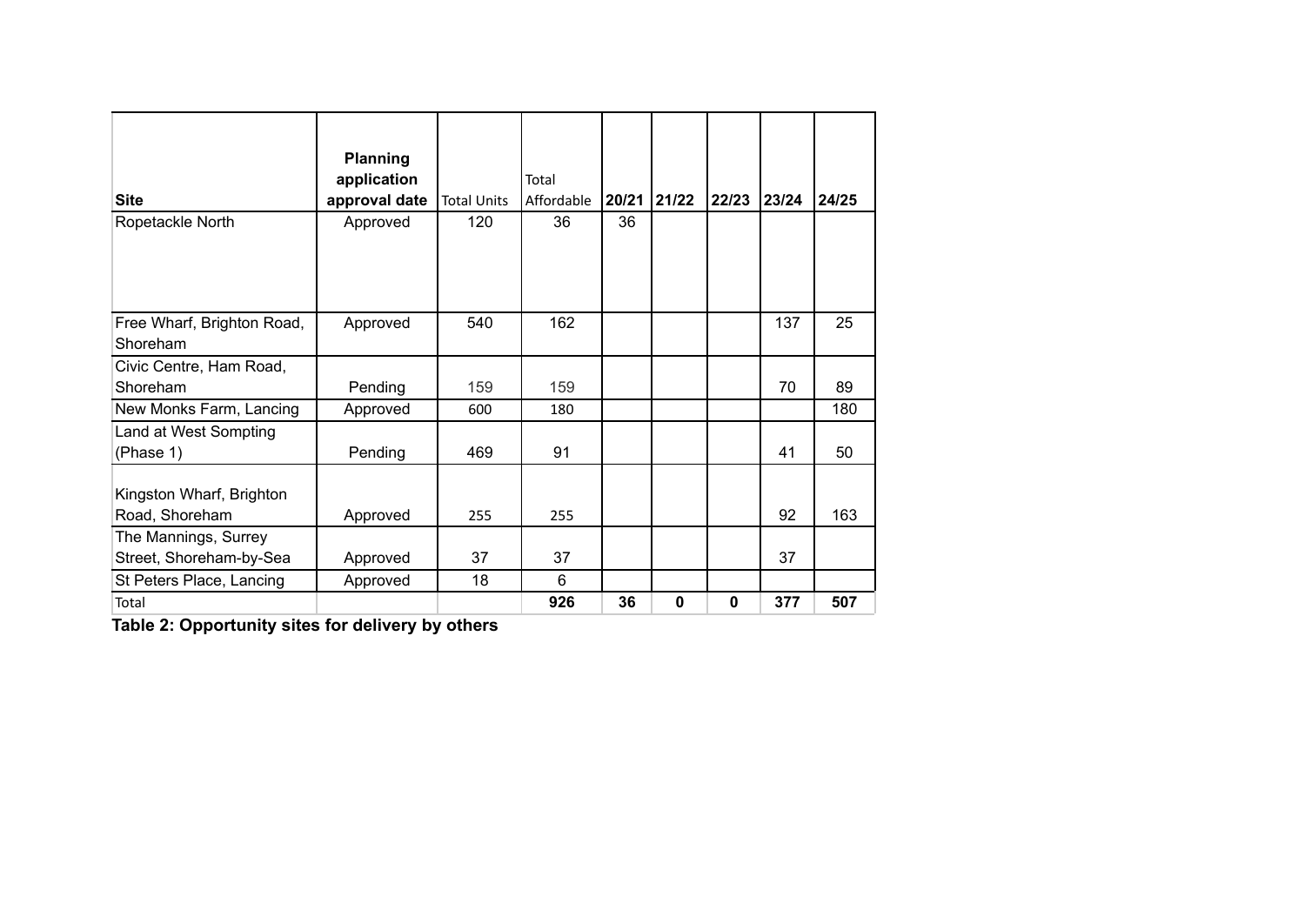| Site | Planning application approval date | Total Units | Total Affordable | 20/21 | 21/22 | 22/23 | 23/24 | 24/25 |
|---|---|---|---|---|---|---|---|---|
| Ropetackle North | Approved | 120 | 36 | 36 | | | | |
| Free Wharf, Brighton Road, Shoreham | Approved | 540 | 162 | | | | 137 | 25 |
| Civic Centre, Ham Road, Shoreham | Pending | 159 | 159 | | | | 70 | 89 |
| New Monks Farm, Lancing | Approved | 600 | 180 | | | | | 180 |
| Land at West Sompting (Phase 1) | Pending | 469 | 91 | | | | 41 | 50 |
| Kingston Wharf, Brighton Road, Shoreham | Approved | 255 | 255 | | | | 92 | 163 |
| The Mannings, Surrey Street, Shoreham-by-Sea | Approved | 37 | 37 | | | | 37 | |
| St Peters Place, Lancing | Approved | 18 | 6 | | | | | |
| Total | | | **926** | **36** | **0** | **0** | **377** | **507** |

**Table 2: Opportunity sites for delivery by others**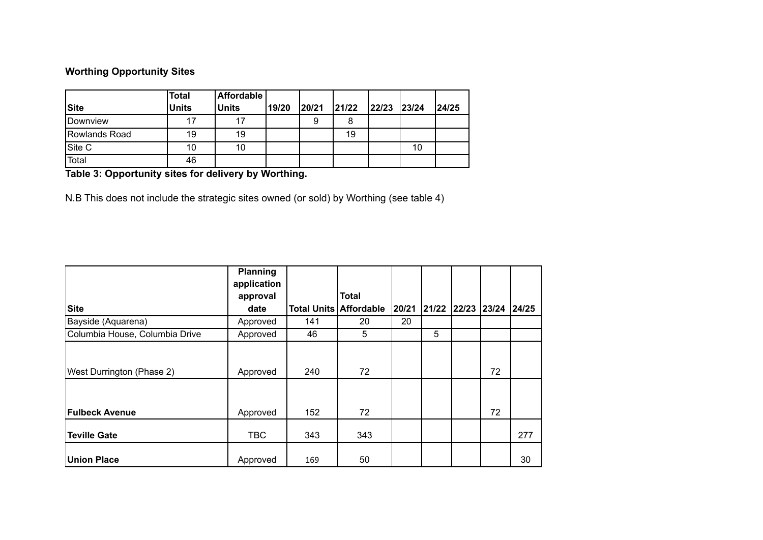**Worthing Opportunity Sites**

| Site | Total Units | Affordable Units | 19/20 | 20/21 | 21/22 | 22/23 | 23/24 | 24/25 |
|---|---|---|---|---|---|---|---|---|
| Downview | 17 | 17 | | 9 | 8 | | | |
| Rowlands Road | 19 | 19 | | | 19 | | | |
| Site C | 10 | 10 | | | | | 10 | |
| Total | 46 | | | | | | | |

**Table 3: Opportunity sites for delivery by Worthing.**

N.B This does not include the strategic sites owned (or sold) by Worthing (see table 4)

| Site | Planning application approval date | Total Units | Total Affordable | 20/21 | 21/22 | 22/23 | 23/24 | 24/25 |
|---|---|---|---|---|---|---|---|---|
| Bayside (Aquarena) | Approved | 141 | 20 | 20 | | | | |
| Columbia House, Columbia Drive | Approved | 46 | 5 | | 5 | | | |
| West Durrington (Phase 2) | Approved | 240 | 72 | | | | 72 | |
| **Fulbeck Avenue** | Approved | 152 | 72 | | | | 72 | |
| **Teville Gate** | TBC | 343 | 343 | | | | | 277 |
| **Union Place** | Approved | 169 | 50 | | | | | 30 |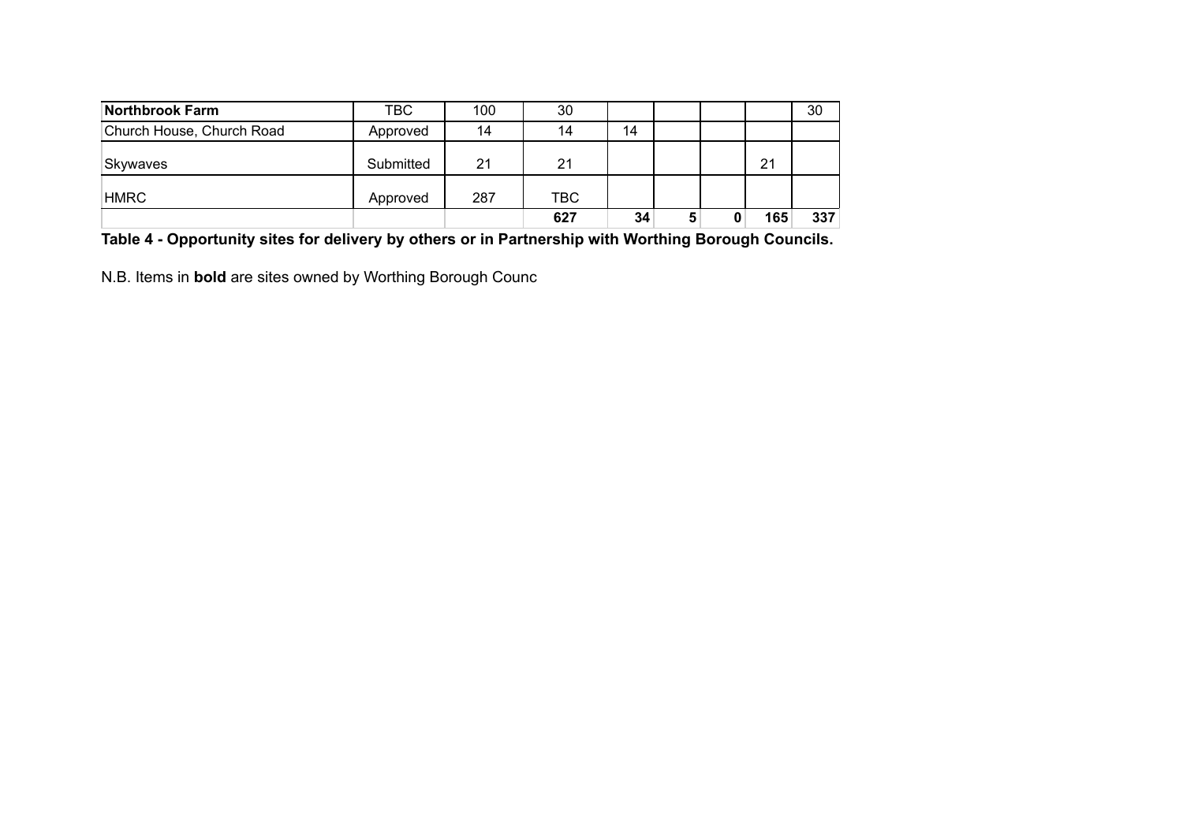| | | | | | | | | |
|---|---|---|---|---|---|---|---|---|
| **Northbrook Farm** | TBC | 100 | 30 | | | | | 30 |
| Church House, Church Road | Approved | 14 | 14 | 14 | | | | |
| Skywaves | Submitted | 21 | 21 | | | | 21 | |
| HMRC | Approved | 287 | TBC | | | | | |
| | | | **627** | **34** | **5** | **0** | **165** | **337** |

**Table 4 - Opportunity sites for delivery by others or in Partnership with Worthing Borough Councils.**

N.B. Items in **bold** are sites owned by Worthing Borough Counc